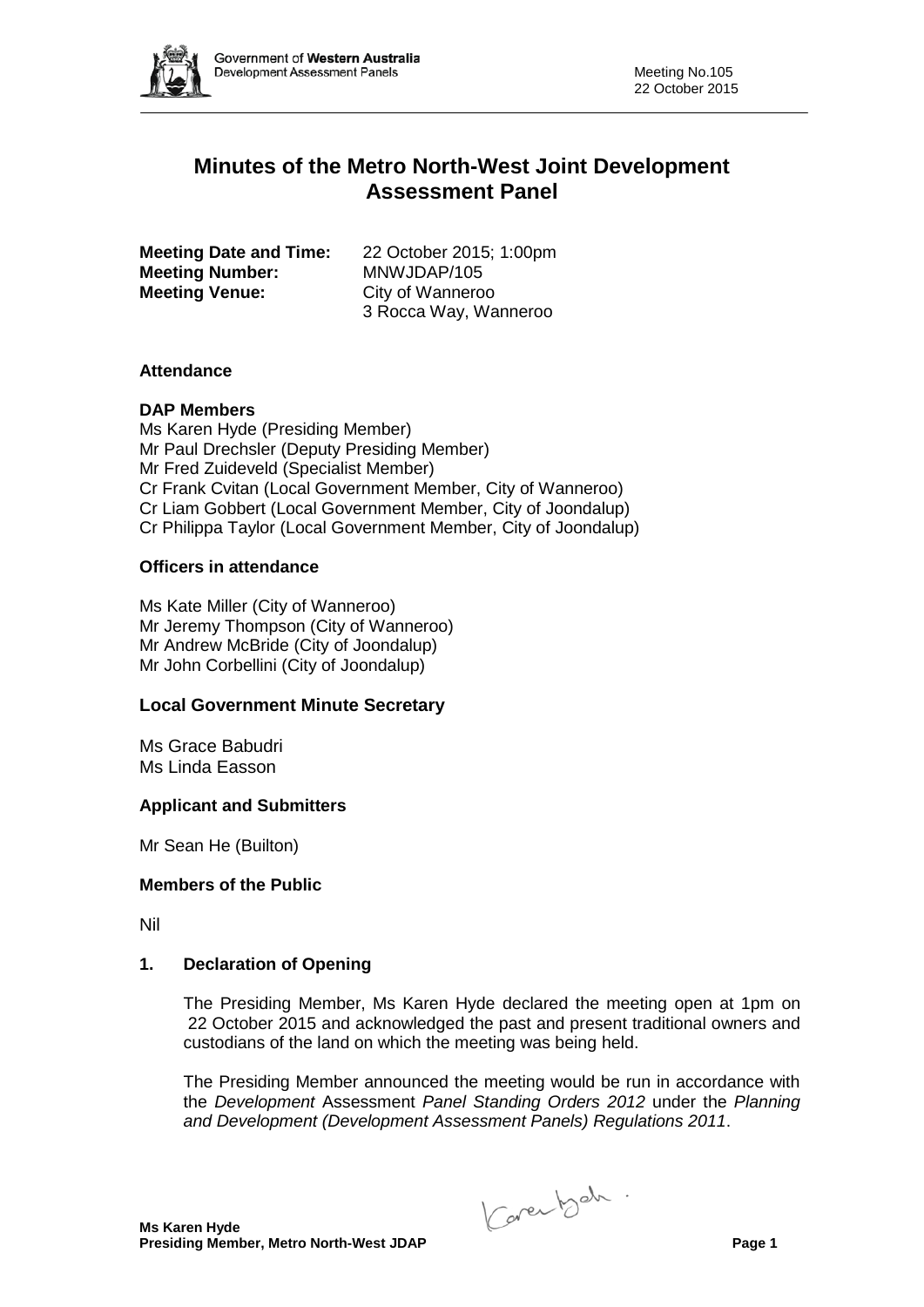# Minutes of the Metro North-West Joint Development Assessment Panel

**Meeting Date and Time:** 22 October 2015; 1:00pm
**Meeting Number:** MNWJDAP/105
**Meeting Venue:** City of Wanneroo
3 Rocca Way, Wanneroo

## Attendance

### DAP Members

Ms Karen Hyde (Presiding Member)
Mr Paul Drechsler (Deputy Presiding Member)
Mr Fred Zuideveld (Specialist Member)
Cr Frank Cvitan (Local Government Member, City of Wanneroo)
Cr Liam Gobbert (Local Government Member, City of Joondalup)
Cr Philippa Taylor (Local Government Member, City of Joondalup)

### Officers in attendance

Ms Kate Miller (City of Wanneroo)
Mr Jeremy Thompson (City of Wanneroo)
Mr Andrew McBride (City of Joondalup)
Mr John Corbellini (City of Joondalup)

### Local Government Minute Secretary

Ms Grace Babudri
Ms Linda Easson

### Applicant and Submitters

Mr Sean He (Builton)

### Members of the Public

Nil

## 1. Declaration of Opening

The Presiding Member, Ms Karen Hyde declared the meeting open at 1pm on 22 October 2015 and acknowledged the past and present traditional owners and custodians of the land on which the meeting was being held.

The Presiding Member announced the meeting would be run in accordance with the *Development* Assessment *Panel Standing Orders 2012* under the *Planning and Development (Development Assessment Panels) Regulations 2011*.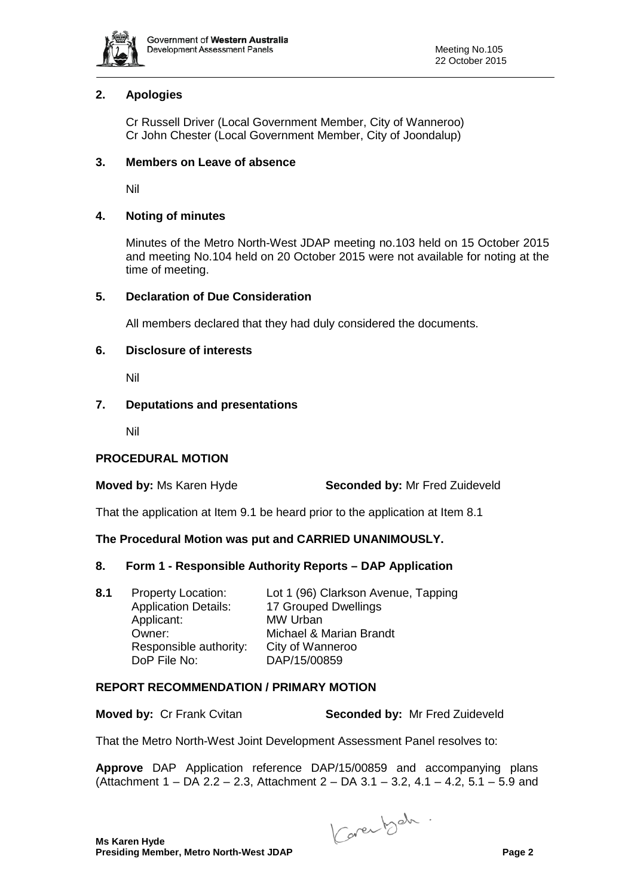## 2. Apologies

Cr Russell Driver (Local Government Member, City of Wanneroo)
Cr John Chester (Local Government Member, City of Joondalup)

## 3. Members on Leave of absence

Nil

## 4. Noting of minutes

Minutes of the Metro North-West JDAP meeting no.103 held on 15 October 2015 and meeting No.104 held on 20 October 2015 were not available for noting at the time of meeting.

## 5. Declaration of Due Consideration

All members declared that they had duly considered the documents.

## 6. Disclosure of interests

Nil

## 7. Deputations and presentations

Nil

**PROCEDURAL MOTION**

**Moved by:** Ms Karen Hyde **Seconded by:** Mr Fred Zuideveld

That the application at Item 9.1 be heard prior to the application at Item 8.1

**The Procedural Motion was put and CARRIED UNANIMOUSLY.**

## 8. Form 1 - Responsible Authority Reports – DAP Application

**8.1**

| | |
|---|---|
| Property Location: | Lot 1 (96) Clarkson Avenue, Tapping |
| Application Details: | 17 Grouped Dwellings |
| Applicant: | MW Urban |
| Owner: | Michael & Marian Brandt |
| Responsible authority: | City of Wanneroo |
| DoP File No: | DAP/15/00859 |

**REPORT RECOMMENDATION / PRIMARY MOTION**

**Moved by:** Cr Frank Cvitan **Seconded by:** Mr Fred Zuideveld

That the Metro North-West Joint Development Assessment Panel resolves to:

**Approve** DAP Application reference DAP/15/00859 and accompanying plans (Attachment 1 – DA 2.2 – 2.3, Attachment 2 – DA 3.1 – 3.2, 4.1 – 4.2, 5.1 – 5.9 and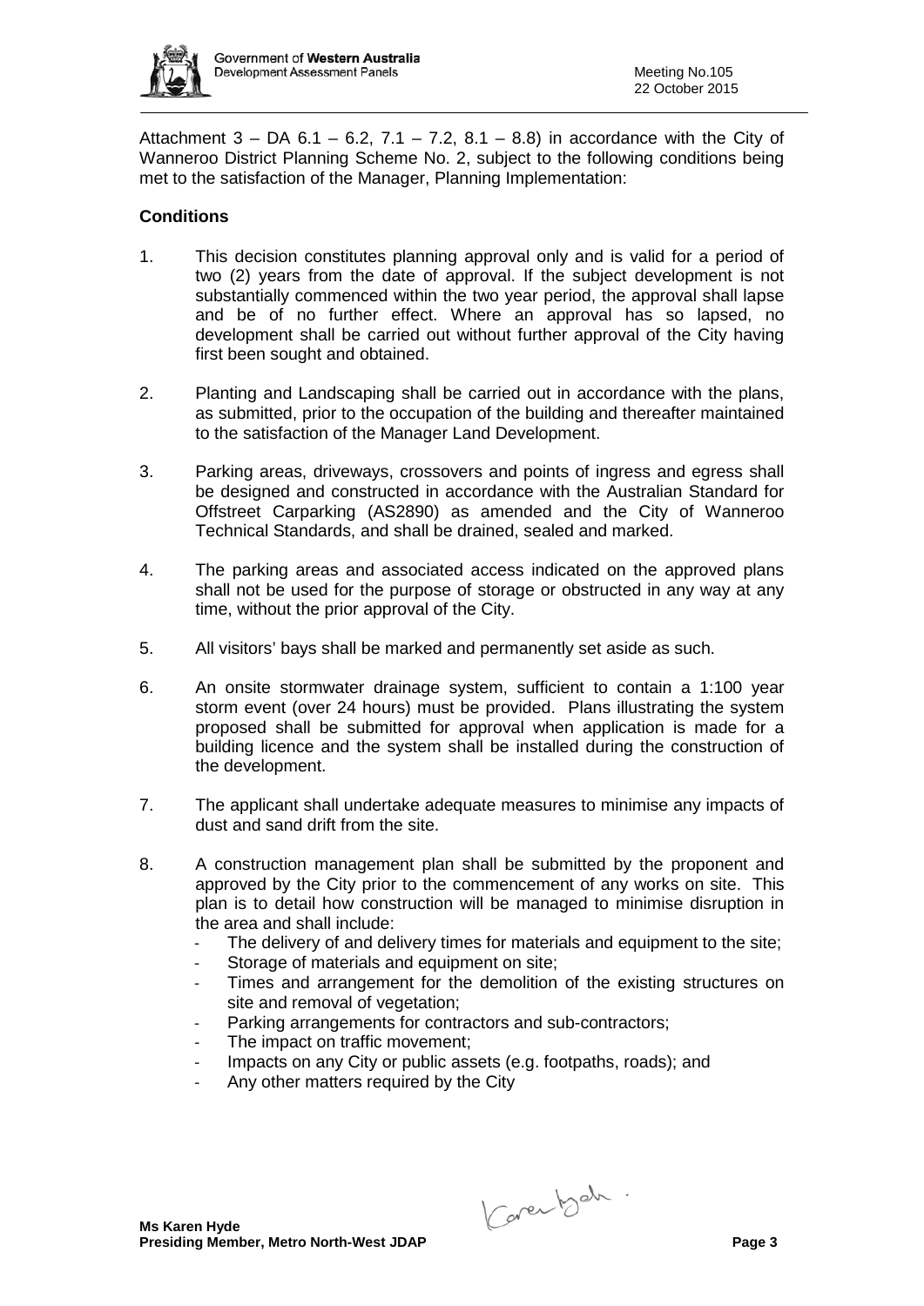Attachment 3 – DA 6.1 – 6.2, 7.1 – 7.2, 8.1 – 8.8) in accordance with the City of Wanneroo District Planning Scheme No. 2, subject to the following conditions being met to the satisfaction of the Manager, Planning Implementation:

**Conditions**

1. This decision constitutes planning approval only and is valid for a period of two (2) years from the date of approval. If the subject development is not substantially commenced within the two year period, the approval shall lapse and be of no further effect. Where an approval has so lapsed, no development shall be carried out without further approval of the City having first been sought and obtained.

2. Planting and Landscaping shall be carried out in accordance with the plans, as submitted, prior to the occupation of the building and thereafter maintained to the satisfaction of the Manager Land Development.

3. Parking areas, driveways, crossovers and points of ingress and egress shall be designed and constructed in accordance with the Australian Standard for Offstreet Carparking (AS2890) as amended and the City of Wanneroo Technical Standards, and shall be drained, sealed and marked.

4. The parking areas and associated access indicated on the approved plans shall not be used for the purpose of storage or obstructed in any way at any time, without the prior approval of the City.

5. All visitors' bays shall be marked and permanently set aside as such.

6. An onsite stormwater drainage system, sufficient to contain a 1:100 year storm event (over 24 hours) must be provided. Plans illustrating the system proposed shall be submitted for approval when application is made for a building licence and the system shall be installed during the construction of the development.

7. The applicant shall undertake adequate measures to minimise any impacts of dust and sand drift from the site.

8. A construction management plan shall be submitted by the proponent and approved by the City prior to the commencement of any works on site. This plan is to detail how construction will be managed to minimise disruption in the area and shall include:
   - The delivery of and delivery times for materials and equipment to the site;
   - Storage of materials and equipment on site;
   - Times and arrangement for the demolition of the existing structures on site and removal of vegetation;
   - Parking arrangements for contractors and sub-contractors;
   - The impact on traffic movement;
   - Impacts on any City or public assets (e.g. footpaths, roads); and
   - Any other matters required by the City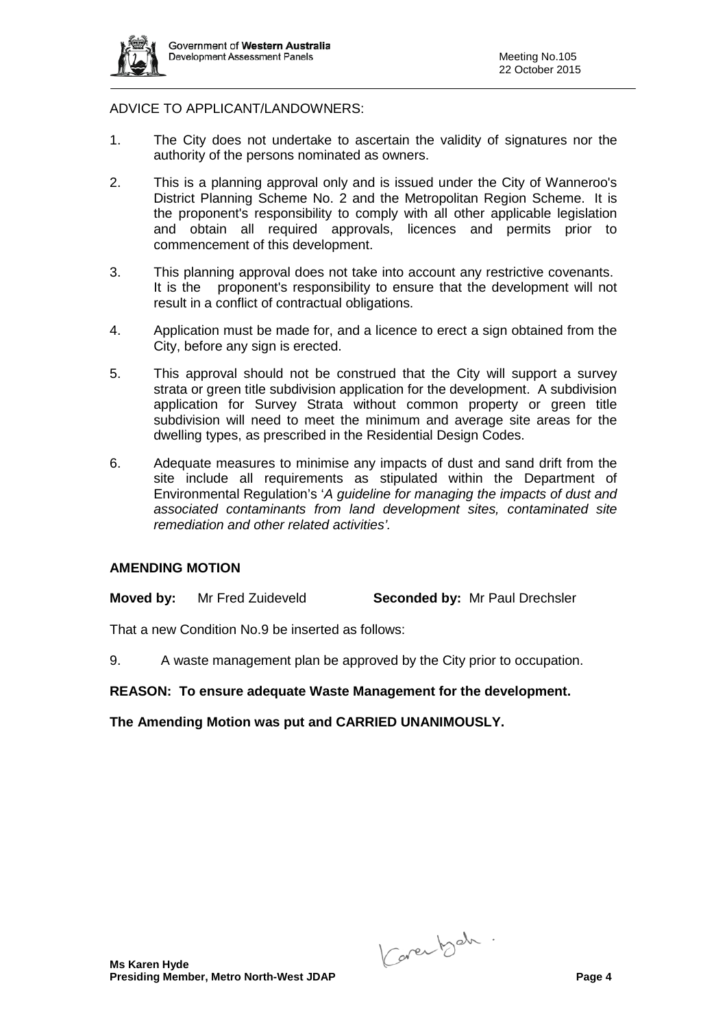ADVICE TO APPLICANT/LANDOWNERS:

1. The City does not undertake to ascertain the validity of signatures nor the authority of the persons nominated as owners.

2. This is a planning approval only and is issued under the City of Wanneroo's District Planning Scheme No. 2 and the Metropolitan Region Scheme. It is the proponent's responsibility to comply with all other applicable legislation and obtain all required approvals, licences and permits prior to commencement of this development.

3. This planning approval does not take into account any restrictive covenants. It is the proponent's responsibility to ensure that the development will not result in a conflict of contractual obligations.

4. Application must be made for, and a licence to erect a sign obtained from the City, before any sign is erected.

5. This approval should not be construed that the City will support a survey strata or green title subdivision application for the development. A subdivision application for Survey Strata without common property or green title subdivision will need to meet the minimum and average site areas for the dwelling types, as prescribed in the Residential Design Codes.

6. Adequate measures to minimise any impacts of dust and sand drift from the site include all requirements as stipulated within the Department of Environmental Regulation's '*A guideline for managing the impacts of dust and associated contaminants from land development sites, contaminated site remediation and other related activities'.*

**AMENDING MOTION**

**Moved by:** Mr Fred Zuideveld **Seconded by:** Mr Paul Drechsler

That a new Condition No.9 be inserted as follows:

9. A waste management plan be approved by the City prior to occupation.

**REASON: To ensure adequate Waste Management for the development.**

**The Amending Motion was put and CARRIED UNANIMOUSLY.**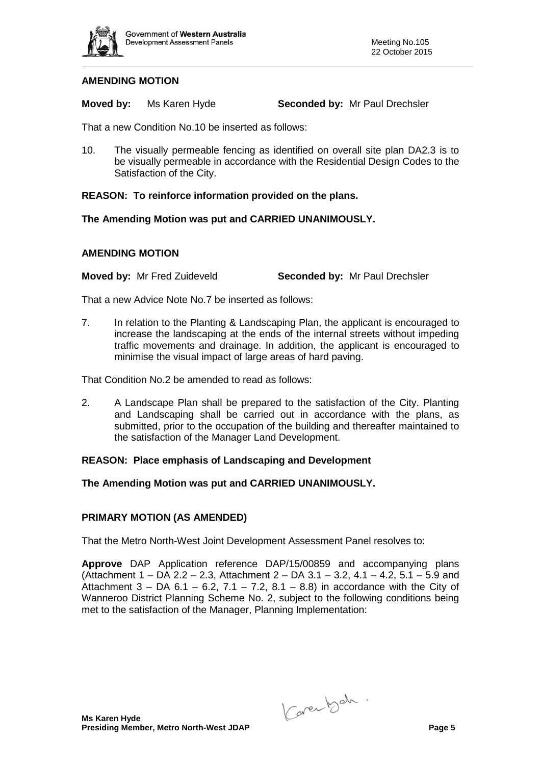**AMENDING MOTION**

**Moved by:** Ms Karen Hyde **Seconded by:** Mr Paul Drechsler

That a new Condition No.10 be inserted as follows:

10. The visually permeable fencing as identified on overall site plan DA2.3 is to be visually permeable in accordance with the Residential Design Codes to the Satisfaction of the City.

**REASON: To reinforce information provided on the plans.**

**The Amending Motion was put and CARRIED UNANIMOUSLY.**

**AMENDING MOTION**

**Moved by:** Mr Fred Zuideveld **Seconded by:** Mr Paul Drechsler

That a new Advice Note No.7 be inserted as follows:

7. In relation to the Planting & Landscaping Plan, the applicant is encouraged to increase the landscaping at the ends of the internal streets without impeding traffic movements and drainage. In addition, the applicant is encouraged to minimise the visual impact of large areas of hard paving.

That Condition No.2 be amended to read as follows:

2. A Landscape Plan shall be prepared to the satisfaction of the City. Planting and Landscaping shall be carried out in accordance with the plans, as submitted, prior to the occupation of the building and thereafter maintained to the satisfaction of the Manager Land Development.

**REASON: Place emphasis of Landscaping and Development**

**The Amending Motion was put and CARRIED UNANIMOUSLY.**

**PRIMARY MOTION (AS AMENDED)**

That the Metro North-West Joint Development Assessment Panel resolves to:

**Approve** DAP Application reference DAP/15/00859 and accompanying plans (Attachment 1 – DA 2.2 – 2.3, Attachment 2 – DA 3.1 – 3.2, 4.1 – 4.2, 5.1 – 5.9 and Attachment 3 – DA 6.1 – 6.2, 7.1 – 7.2, 8.1 – 8.8) in accordance with the City of Wanneroo District Planning Scheme No. 2, subject to the following conditions being met to the satisfaction of the Manager, Planning Implementation: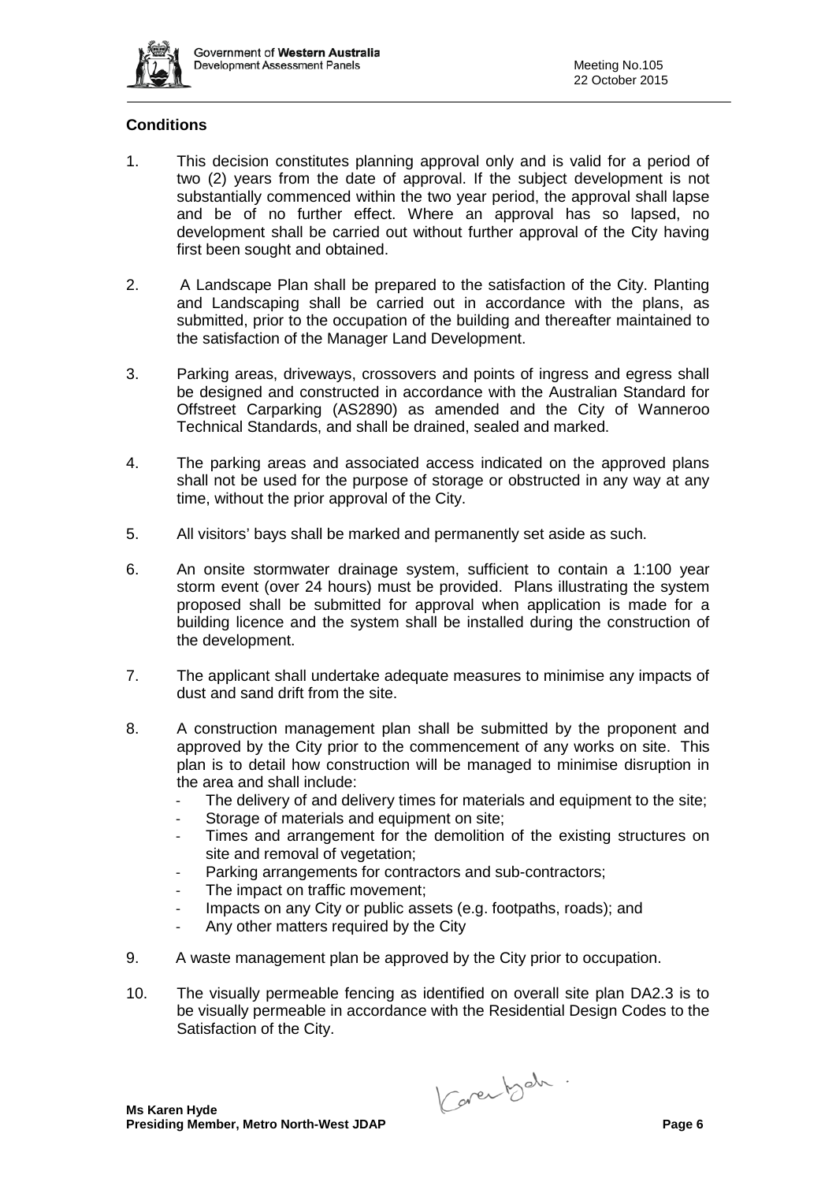## Conditions

1. This decision constitutes planning approval only and is valid for a period of two (2) years from the date of approval. If the subject development is not substantially commenced within the two year period, the approval shall lapse and be of no further effect. Where an approval has so lapsed, no development shall be carried out without further approval of the City having first been sought and obtained.

2. A Landscape Plan shall be prepared to the satisfaction of the City. Planting and Landscaping shall be carried out in accordance with the plans, as submitted, prior to the occupation of the building and thereafter maintained to the satisfaction of the Manager Land Development.

3. Parking areas, driveways, crossovers and points of ingress and egress shall be designed and constructed in accordance with the Australian Standard for Offstreet Carparking (AS2890) as amended and the City of Wanneroo Technical Standards, and shall be drained, sealed and marked.

4. The parking areas and associated access indicated on the approved plans shall not be used for the purpose of storage or obstructed in any way at any time, without the prior approval of the City.

5. All visitors' bays shall be marked and permanently set aside as such.

6. An onsite stormwater drainage system, sufficient to contain a 1:100 year storm event (over 24 hours) must be provided. Plans illustrating the system proposed shall be submitted for approval when application is made for a building licence and the system shall be installed during the construction of the development.

7. The applicant shall undertake adequate measures to minimise any impacts of dust and sand drift from the site.

8. A construction management plan shall be submitted by the proponent and approved by the City prior to the commencement of any works on site. This plan is to detail how construction will be managed to minimise disruption in the area and shall include:
   - The delivery of and delivery times for materials and equipment to the site;
   - Storage of materials and equipment on site;
   - Times and arrangement for the demolition of the existing structures on site and removal of vegetation;
   - Parking arrangements for contractors and sub-contractors;
   - The impact on traffic movement;
   - Impacts on any City or public assets (e.g. footpaths, roads); and
   - Any other matters required by the City

9. A waste management plan be approved by the City prior to occupation.

10. The visually permeable fencing as identified on overall site plan DA2.3 is to be visually permeable in accordance with the Residential Design Codes to the Satisfaction of the City.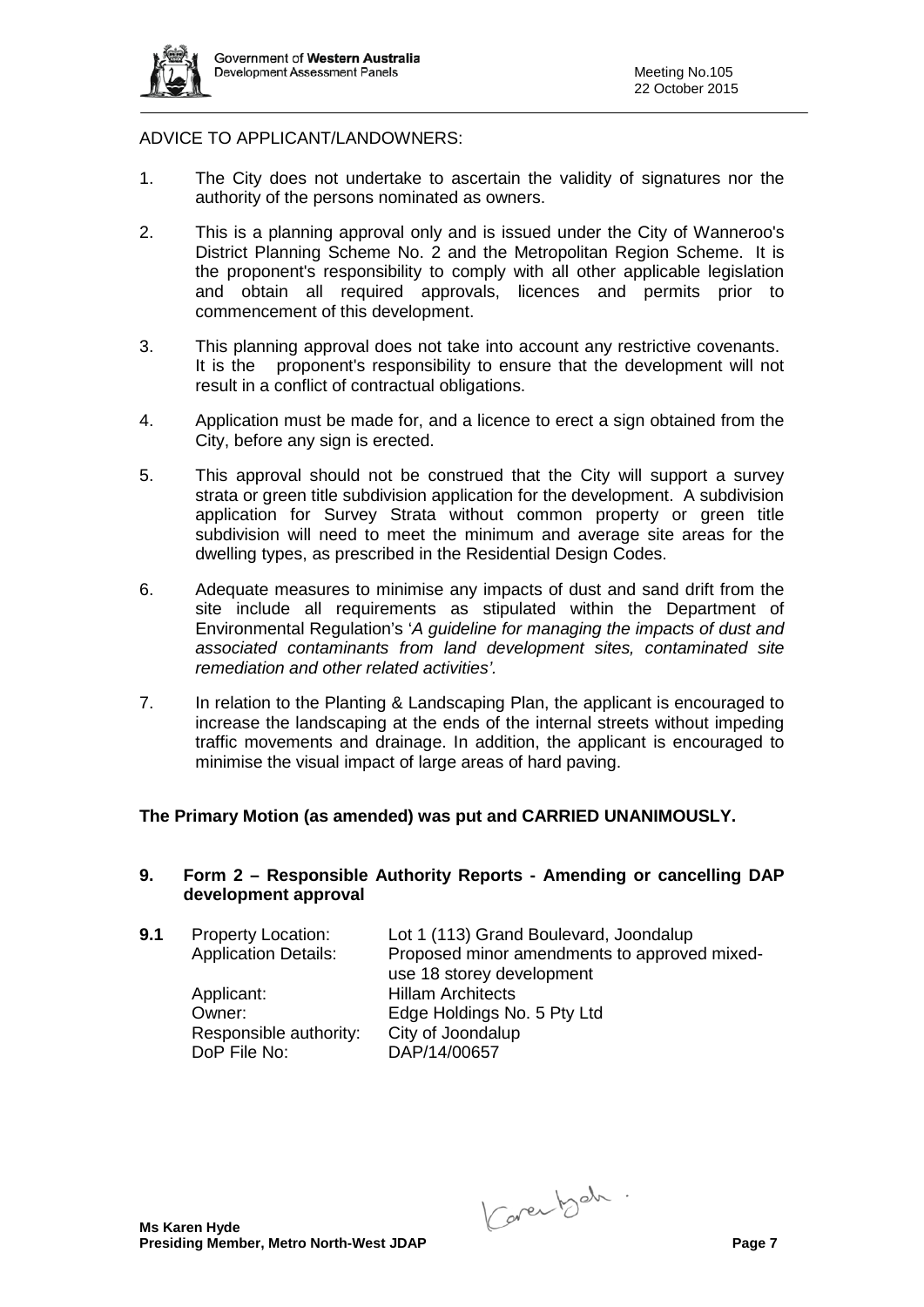ADVICE TO APPLICANT/LANDOWNERS:

1. The City does not undertake to ascertain the validity of signatures nor the authority of the persons nominated as owners.

2. This is a planning approval only and is issued under the City of Wanneroo's District Planning Scheme No. 2 and the Metropolitan Region Scheme. It is the proponent's responsibility to comply with all other applicable legislation and obtain all required approvals, licences and permits prior to commencement of this development.

3. This planning approval does not take into account any restrictive covenants. It is the proponent's responsibility to ensure that the development will not result in a conflict of contractual obligations.

4. Application must be made for, and a licence to erect a sign obtained from the City, before any sign is erected.

5. This approval should not be construed that the City will support a survey strata or green title subdivision application for the development. A subdivision application for Survey Strata without common property or green title subdivision will need to meet the minimum and average site areas for the dwelling types, as prescribed in the Residential Design Codes.

6. Adequate measures to minimise any impacts of dust and sand drift from the site include all requirements as stipulated within the Department of Environmental Regulation's '*A guideline for managing the impacts of dust and associated contaminants from land development sites, contaminated site remediation and other related activities'*.

7. In relation to the Planting & Landscaping Plan, the applicant is encouraged to increase the landscaping at the ends of the internal streets without impeding traffic movements and drainage. In addition, the applicant is encouraged to minimise the visual impact of large areas of hard paving.

**The Primary Motion (as amended) was put and CARRIED UNANIMOUSLY.**

## 9. Form 2 – Responsible Authority Reports - Amending or cancelling DAP development approval

**9.1**

| | |
|---|---|
| Property Location: | Lot 1 (113) Grand Boulevard, Joondalup |
| Application Details: | Proposed minor amendments to approved mixed-use 18 storey development |
| Applicant: | Hillam Architects |
| Owner: | Edge Holdings No. 5 Pty Ltd |
| Responsible authority: | City of Joondalup |
| DoP File No: | DAP/14/00657 |

**Ms Karen Hyde**
**Presiding Member, Metro North-West JDAP**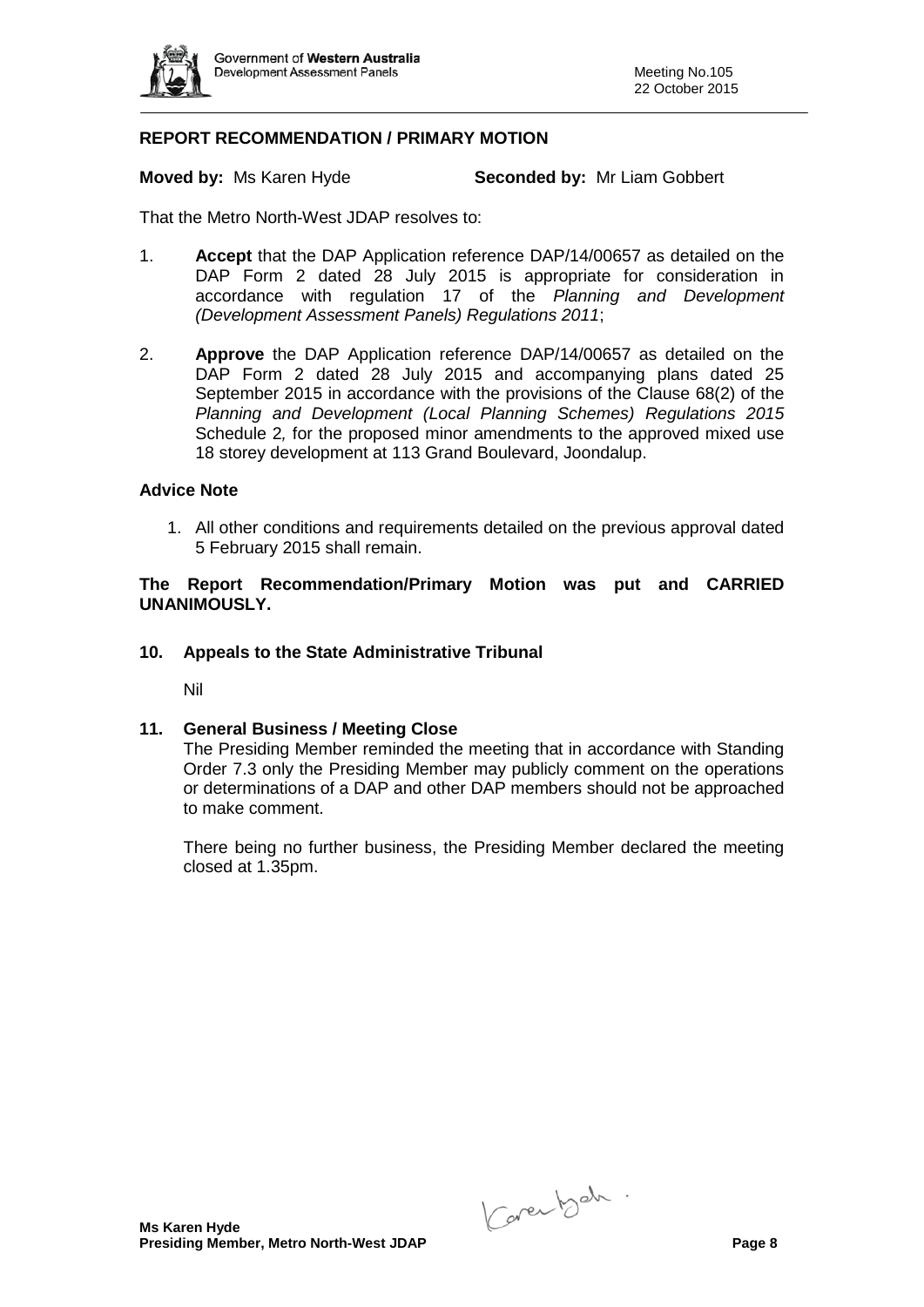**REPORT RECOMMENDATION / PRIMARY MOTION**

**Moved by:** Ms Karen Hyde **Seconded by:** Mr Liam Gobbert

That the Metro North-West JDAP resolves to:

1. **Accept** that the DAP Application reference DAP/14/00657 as detailed on the DAP Form 2 dated 28 July 2015 is appropriate for consideration in accordance with regulation 17 of the *Planning and Development (Development Assessment Panels) Regulations 2011*;

2. **Approve** the DAP Application reference DAP/14/00657 as detailed on the DAP Form 2 dated 28 July 2015 and accompanying plans dated 25 September 2015 in accordance with the provisions of the Clause 68(2) of the *Planning and Development (Local Planning Schemes) Regulations 2015* Schedule 2*,* for the proposed minor amendments to the approved mixed use 18 storey development at 113 Grand Boulevard, Joondalup.

**Advice Note**

1. All other conditions and requirements detailed on the previous approval dated 5 February 2015 shall remain.

**The Report Recommendation/Primary Motion was put and CARRIED UNANIMOUSLY.**

**10. Appeals to the State Administrative Tribunal**

Nil

**11. General Business / Meeting Close**

The Presiding Member reminded the meeting that in accordance with Standing Order 7.3 only the Presiding Member may publicly comment on the operations or determinations of a DAP and other DAP members should not be approached to make comment.

There being no further business, the Presiding Member declared the meeting closed at 1.35pm.

**Ms Karen Hyde**
**Presiding Member, Metro North-West JDAP**